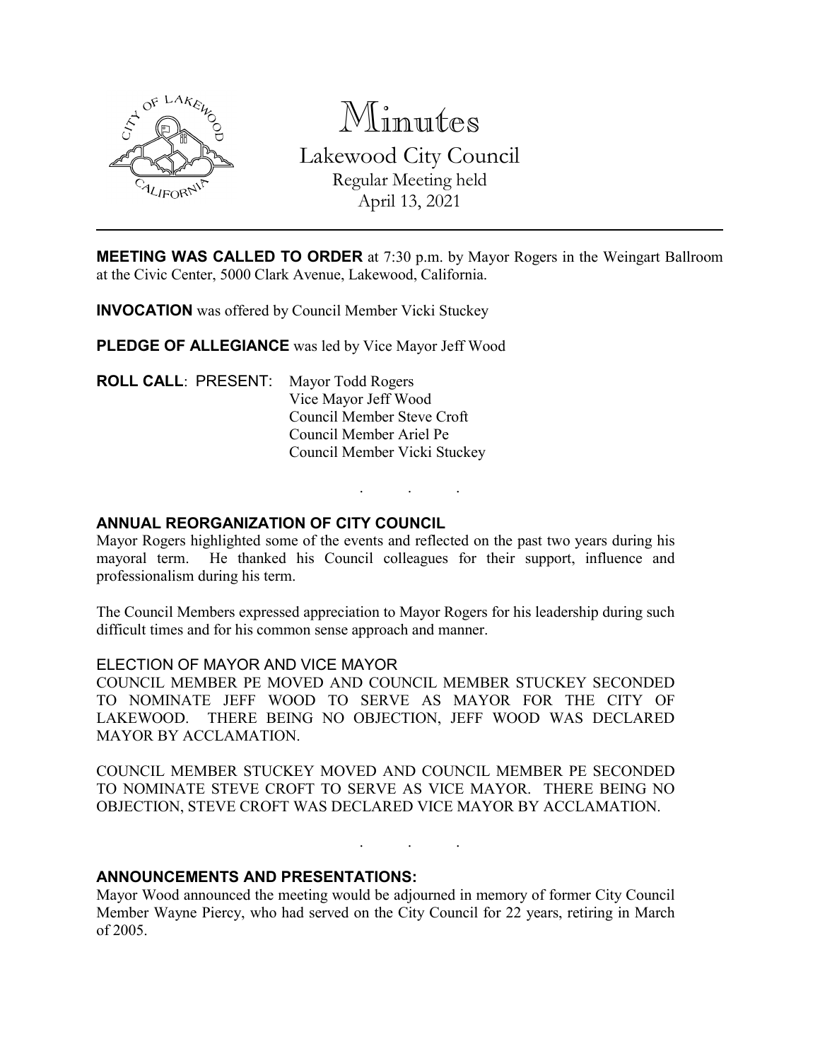# Minutes

Lakewood City Council
Regular Meeting held
April 13, 2021

---

**MEETING WAS CALLED TO ORDER** at 7:30 p.m. by Mayor Rogers in the Weingart Ballroom at the Civic Center, 5000 Clark Avenue, Lakewood, California.

**INVOCATION** was offered by Council Member Vicki Stuckey

**PLEDGE OF ALLEGIANCE** was led by Vice Mayor Jeff Wood

**ROLL CALL**: PRESENT: Mayor Todd Rogers
Vice Mayor Jeff Wood
Council Member Steve Croft
Council Member Ariel Pe
Council Member Vicki Stuckey

. . .

**ANNUAL REORGANIZATION OF CITY COUNCIL**

Mayor Rogers highlighted some of the events and reflected on the past two years during his mayoral term. He thanked his Council colleagues for their support, influence and professionalism during his term.

The Council Members expressed appreciation to Mayor Rogers for his leadership during such difficult times and for his common sense approach and manner.

ELECTION OF MAYOR AND VICE MAYOR

COUNCIL MEMBER PE MOVED AND COUNCIL MEMBER STUCKEY SECONDED TO NOMINATE JEFF WOOD TO SERVE AS MAYOR FOR THE CITY OF LAKEWOOD. THERE BEING NO OBJECTION, JEFF WOOD WAS DECLARED MAYOR BY ACCLAMATION.

COUNCIL MEMBER STUCKEY MOVED AND COUNCIL MEMBER PE SECONDED TO NOMINATE STEVE CROFT TO SERVE AS VICE MAYOR. THERE BEING NO OBJECTION, STEVE CROFT WAS DECLARED VICE MAYOR BY ACCLAMATION.

. . .

**ANNOUNCEMENTS AND PRESENTATIONS:**

Mayor Wood announced the meeting would be adjourned in memory of former City Council Member Wayne Piercy, who had served on the City Council for 22 years, retiring in March of 2005.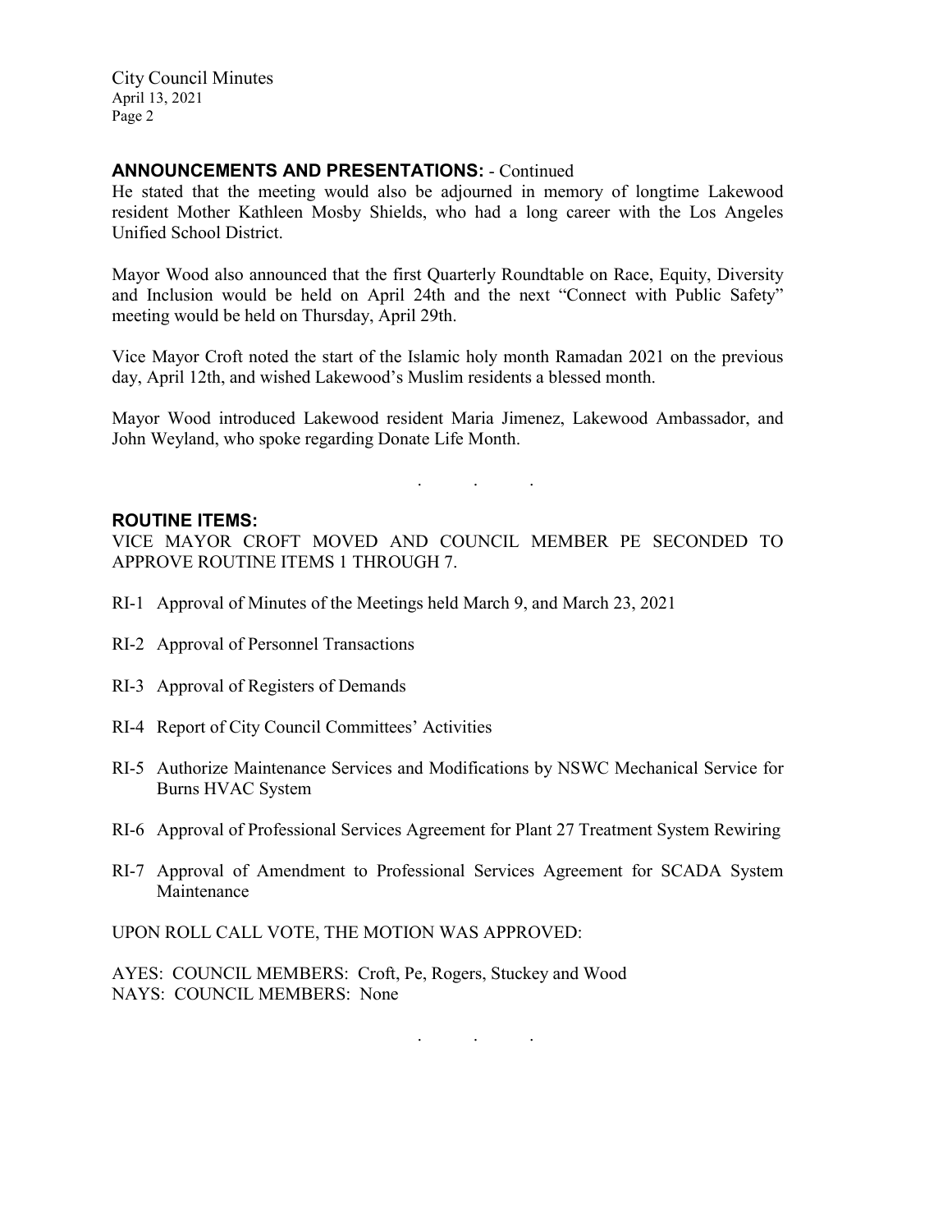## ANNOUNCEMENTS AND PRESENTATIONS: - Continued

He stated that the meeting would also be adjourned in memory of longtime Lakewood resident Mother Kathleen Mosby Shields, who had a long career with the Los Angeles Unified School District.

Mayor Wood also announced that the first Quarterly Roundtable on Race, Equity, Diversity and Inclusion would be held on April 24th and the next "Connect with Public Safety" meeting would be held on Thursday, April 29th.

Vice Mayor Croft noted the start of the Islamic holy month Ramadan 2021 on the previous day, April 12th, and wished Lakewood's Muslim residents a blessed month.

Mayor Wood introduced Lakewood resident Maria Jimenez, Lakewood Ambassador, and John Weyland, who spoke regarding Donate Life Month.

. . .

## ROUTINE ITEMS:

VICE MAYOR CROFT MOVED AND COUNCIL MEMBER PE SECONDED TO APPROVE ROUTINE ITEMS 1 THROUGH 7.

RI-1 Approval of Minutes of the Meetings held March 9, and March 23, 2021

RI-2 Approval of Personnel Transactions

RI-3 Approval of Registers of Demands

RI-4 Report of City Council Committees' Activities

RI-5 Authorize Maintenance Services and Modifications by NSWC Mechanical Service for Burns HVAC System

RI-6 Approval of Professional Services Agreement for Plant 27 Treatment System Rewiring

RI-7 Approval of Amendment to Professional Services Agreement for SCADA System Maintenance

UPON ROLL CALL VOTE, THE MOTION WAS APPROVED:

AYES: COUNCIL MEMBERS: Croft, Pe, Rogers, Stuckey and Wood
NAYS: COUNCIL MEMBERS: None

. . .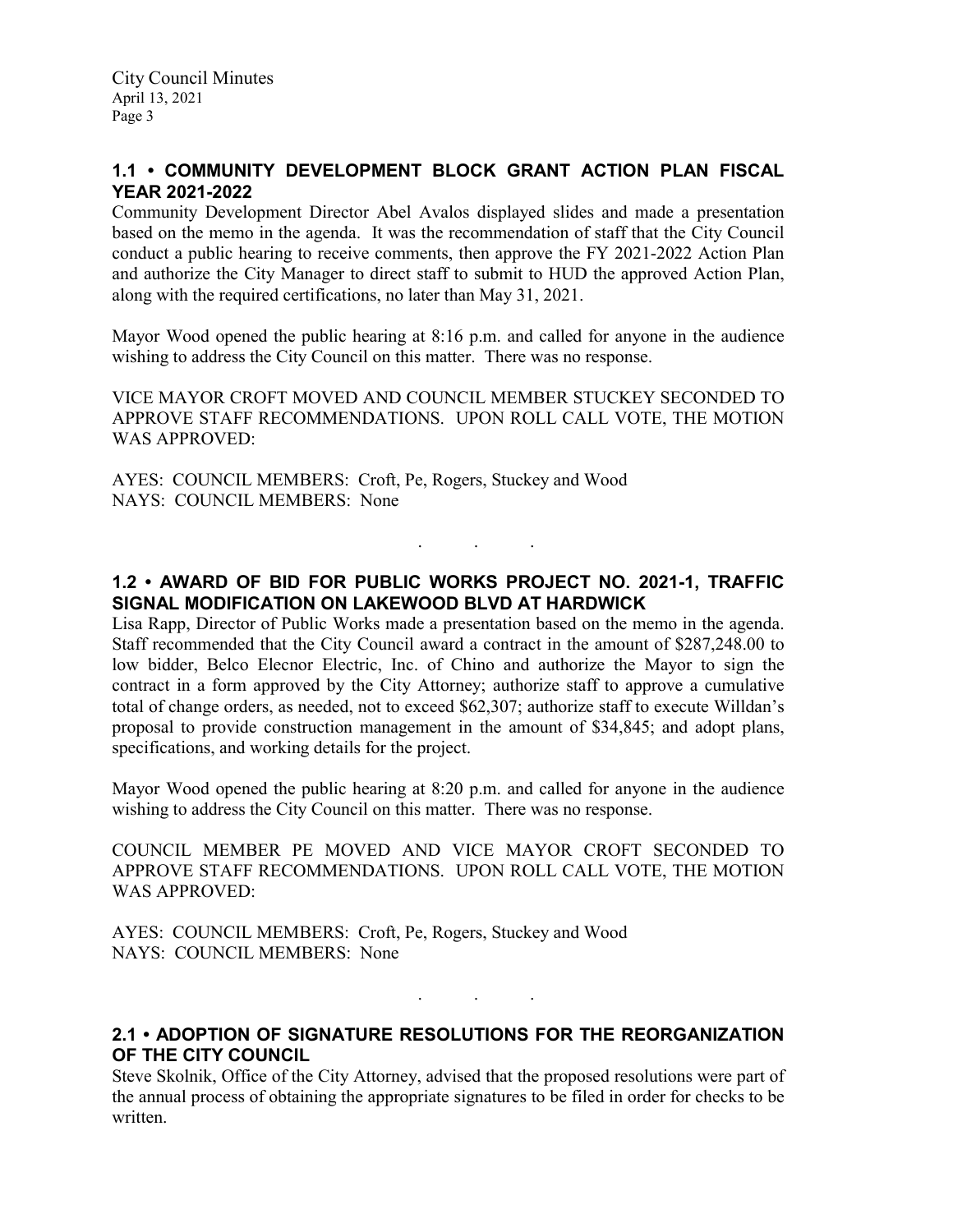## 1.1 • COMMUNITY DEVELOPMENT BLOCK GRANT ACTION PLAN FISCAL YEAR 2021-2022

Community Development Director Abel Avalos displayed slides and made a presentation based on the memo in the agenda. It was the recommendation of staff that the City Council conduct a public hearing to receive comments, then approve the FY 2021-2022 Action Plan and authorize the City Manager to direct staff to submit to HUD the approved Action Plan, along with the required certifications, no later than May 31, 2021.

Mayor Wood opened the public hearing at 8:16 p.m. and called for anyone in the audience wishing to address the City Council on this matter. There was no response.

VICE MAYOR CROFT MOVED AND COUNCIL MEMBER STUCKEY SECONDED TO APPROVE STAFF RECOMMENDATIONS. UPON ROLL CALL VOTE, THE MOTION WAS APPROVED:

AYES: COUNCIL MEMBERS: Croft, Pe, Rogers, Stuckey and Wood
NAYS: COUNCIL MEMBERS: None

. . .

## 1.2 • AWARD OF BID FOR PUBLIC WORKS PROJECT NO. 2021-1, TRAFFIC SIGNAL MODIFICATION ON LAKEWOOD BLVD AT HARDWICK

Lisa Rapp, Director of Public Works made a presentation based on the memo in the agenda. Staff recommended that the City Council award a contract in the amount of $287,248.00 to low bidder, Belco Elecnor Electric, Inc. of Chino and authorize the Mayor to sign the contract in a form approved by the City Attorney; authorize staff to approve a cumulative total of change orders, as needed, not to exceed $62,307; authorize staff to execute Willdan's proposal to provide construction management in the amount of $34,845; and adopt plans, specifications, and working details for the project.

Mayor Wood opened the public hearing at 8:20 p.m. and called for anyone in the audience wishing to address the City Council on this matter. There was no response.

COUNCIL MEMBER PE MOVED AND VICE MAYOR CROFT SECONDED TO APPROVE STAFF RECOMMENDATIONS. UPON ROLL CALL VOTE, THE MOTION WAS APPROVED:

AYES: COUNCIL MEMBERS: Croft, Pe, Rogers, Stuckey and Wood
NAYS: COUNCIL MEMBERS: None

. . .

## 2.1 • ADOPTION OF SIGNATURE RESOLUTIONS FOR THE REORGANIZATION OF THE CITY COUNCIL

Steve Skolnik, Office of the City Attorney, advised that the proposed resolutions were part of the annual process of obtaining the appropriate signatures to be filed in order for checks to be written.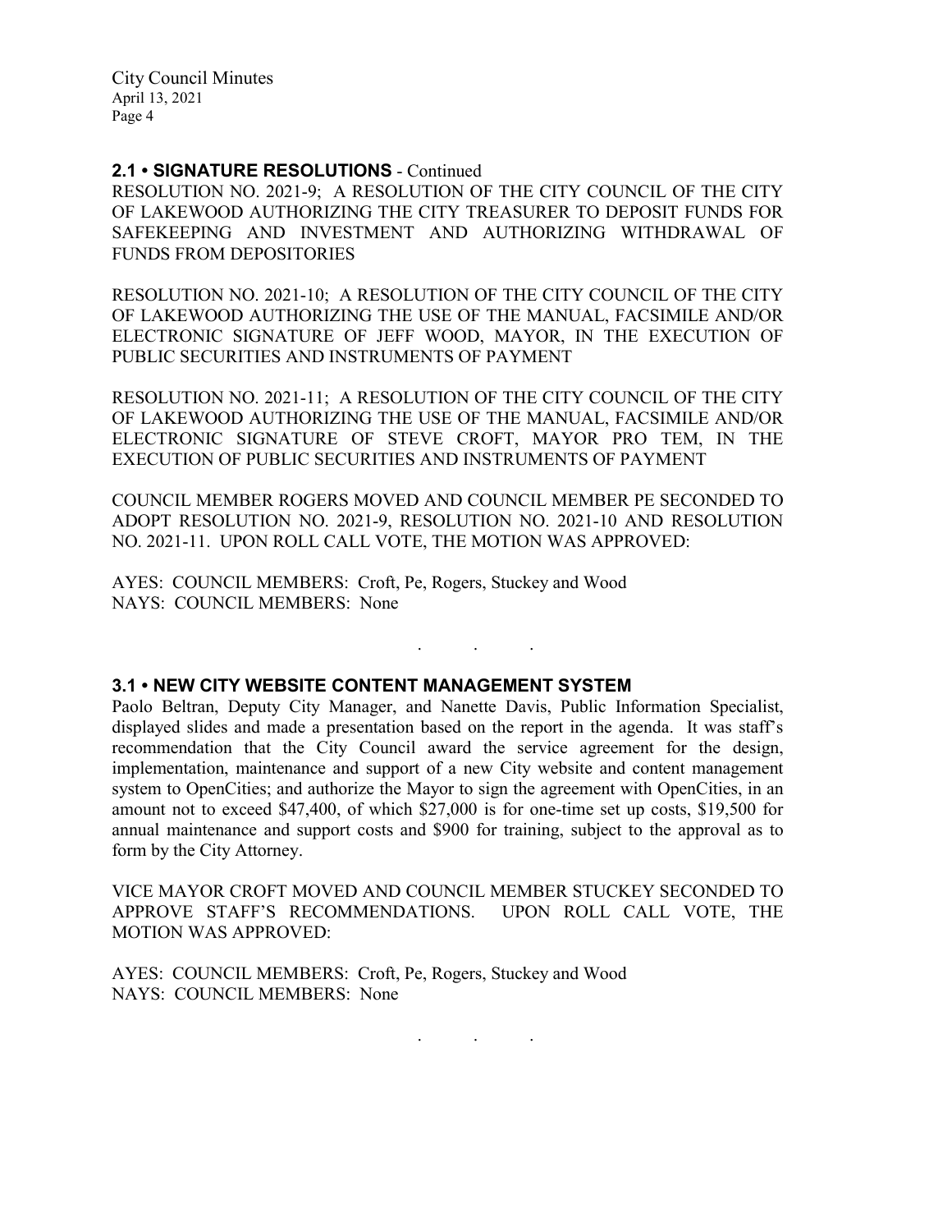## 2.1 • SIGNATURE RESOLUTIONS - Continued

RESOLUTION NO. 2021-9; A RESOLUTION OF THE CITY COUNCIL OF THE CITY OF LAKEWOOD AUTHORIZING THE CITY TREASURER TO DEPOSIT FUNDS FOR SAFEKEEPING AND INVESTMENT AND AUTHORIZING WITHDRAWAL OF FUNDS FROM DEPOSITORIES

RESOLUTION NO. 2021-10; A RESOLUTION OF THE CITY COUNCIL OF THE CITY OF LAKEWOOD AUTHORIZING THE USE OF THE MANUAL, FACSIMILE AND/OR ELECTRONIC SIGNATURE OF JEFF WOOD, MAYOR, IN THE EXECUTION OF PUBLIC SECURITIES AND INSTRUMENTS OF PAYMENT

RESOLUTION NO. 2021-11; A RESOLUTION OF THE CITY COUNCIL OF THE CITY OF LAKEWOOD AUTHORIZING THE USE OF THE MANUAL, FACSIMILE AND/OR ELECTRONIC SIGNATURE OF STEVE CROFT, MAYOR PRO TEM, IN THE EXECUTION OF PUBLIC SECURITIES AND INSTRUMENTS OF PAYMENT

COUNCIL MEMBER ROGERS MOVED AND COUNCIL MEMBER PE SECONDED TO ADOPT RESOLUTION NO. 2021-9, RESOLUTION NO. 2021-10 AND RESOLUTION NO. 2021-11. UPON ROLL CALL VOTE, THE MOTION WAS APPROVED:

AYES: COUNCIL MEMBERS: Croft, Pe, Rogers, Stuckey and Wood
NAYS: COUNCIL MEMBERS: None

. . .

## 3.1 • NEW CITY WEBSITE CONTENT MANAGEMENT SYSTEM

Paolo Beltran, Deputy City Manager, and Nanette Davis, Public Information Specialist, displayed slides and made a presentation based on the report in the agenda. It was staff's recommendation that the City Council award the service agreement for the design, implementation, maintenance and support of a new City website and content management system to OpenCities; and authorize the Mayor to sign the agreement with OpenCities, in an amount not to exceed $47,400, of which $27,000 is for one-time set up costs, $19,500 for annual maintenance and support costs and $900 for training, subject to the approval as to form by the City Attorney.

VICE MAYOR CROFT MOVED AND COUNCIL MEMBER STUCKEY SECONDED TO APPROVE STAFF'S RECOMMENDATIONS. UPON ROLL CALL VOTE, THE MOTION WAS APPROVED:

AYES: COUNCIL MEMBERS: Croft, Pe, Rogers, Stuckey and Wood
NAYS: COUNCIL MEMBERS: None

. . .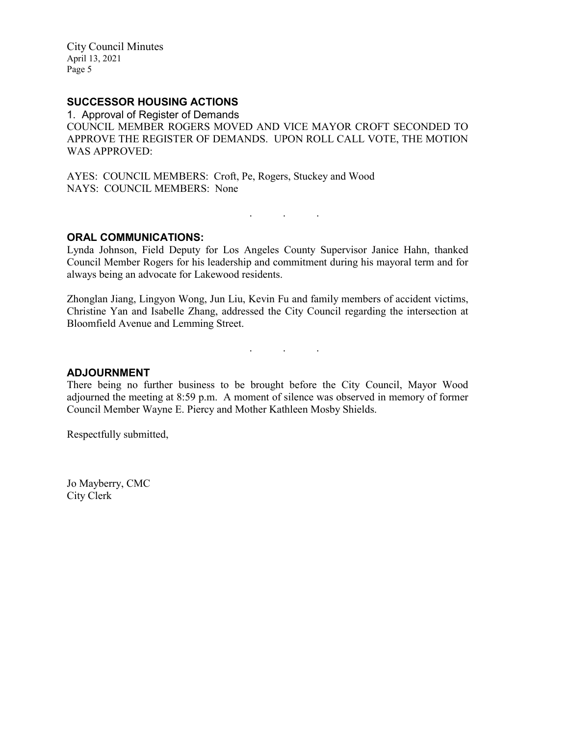## SUCCESSOR HOUSING ACTIONS

1. Approval of Register of Demands

COUNCIL MEMBER ROGERS MOVED AND VICE MAYOR CROFT SECONDED TO APPROVE THE REGISTER OF DEMANDS. UPON ROLL CALL VOTE, THE MOTION WAS APPROVED:

AYES: COUNCIL MEMBERS: Croft, Pe, Rogers, Stuckey and Wood
NAYS: COUNCIL MEMBERS: None

. . .

## ORAL COMMUNICATIONS:

Lynda Johnson, Field Deputy for Los Angeles County Supervisor Janice Hahn, thanked Council Member Rogers for his leadership and commitment during his mayoral term and for always being an advocate for Lakewood residents.

Zhonglan Jiang, Lingyon Wong, Jun Liu, Kevin Fu and family members of accident victims, Christine Yan and Isabelle Zhang, addressed the City Council regarding the intersection at Bloomfield Avenue and Lemming Street.

. . .

## ADJOURNMENT

There being no further business to be brought before the City Council, Mayor Wood adjourned the meeting at 8:59 p.m. A moment of silence was observed in memory of former Council Member Wayne E. Piercy and Mother Kathleen Mosby Shields.

Respectfully submitted,

Jo Mayberry, CMC
City Clerk